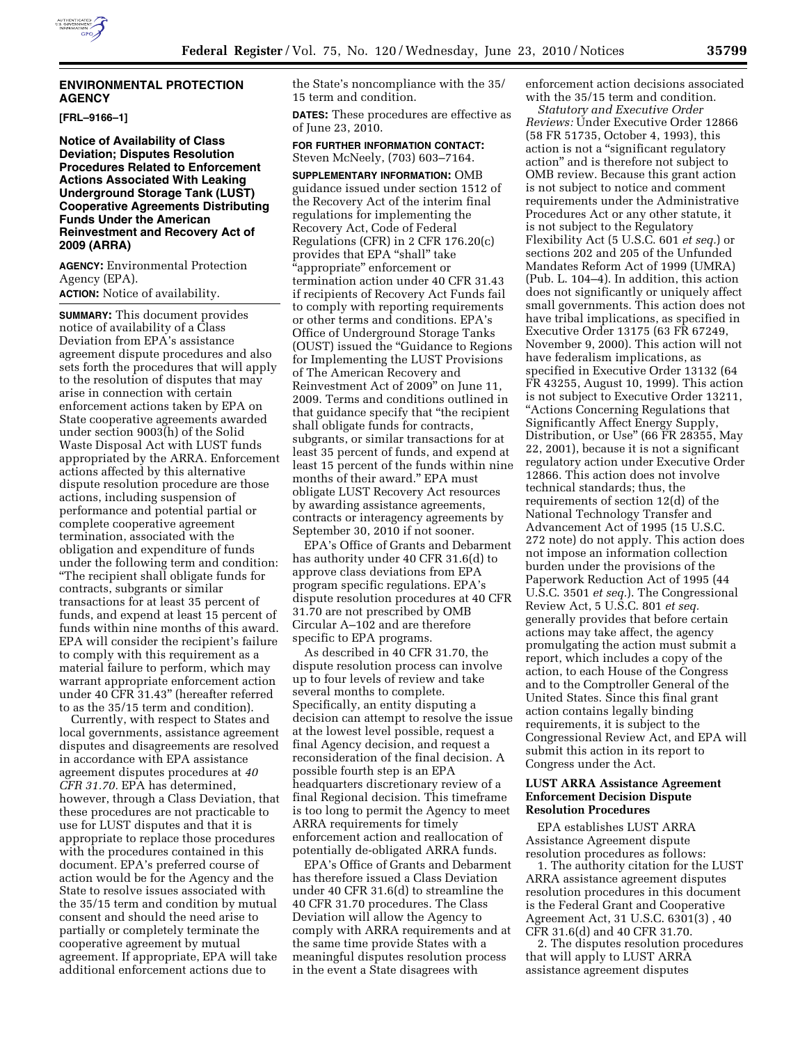## ENVIRONMENTAL PROTECTION AGENCY

**[FRL–9166–1]**

### Notice of Availability of Class Deviation; Disputes Resolution Procedures Related to Enforcement Actions Associated With Leaking Underground Storage Tank (LUST) Cooperative Agreements Distributing Funds Under the American Reinvestment and Recovery Act of 2009 (ARRA)

**AGENCY:** Environmental Protection Agency (EPA).

**ACTION:** Notice of availability.

**SUMMARY:** This document provides notice of availability of a Class Deviation from EPA's assistance agreement dispute procedures and also sets forth the procedures that will apply to the resolution of disputes that may arise in connection with certain enforcement actions taken by EPA on State cooperative agreements awarded under section 9003(h) of the Solid Waste Disposal Act with LUST funds appropriated by the ARRA. Enforcement actions affected by this alternative dispute resolution procedure are those actions, including suspension of performance and potential partial or complete cooperative agreement termination, associated with the obligation and expenditure of funds under the following term and condition: "The recipient shall obligate funds for contracts, subgrants or similar transactions for at least 35 percent of funds, and expend at least 15 percent of funds within nine months of this award. EPA will consider the recipient's failure to comply with this requirement as a material failure to perform, which may warrant appropriate enforcement action under 40 CFR 31.43" (hereafter referred to as the 35/15 term and condition).

Currently, with respect to States and local governments, assistance agreement disputes and disagreements are resolved in accordance with EPA assistance agreement disputes procedures at *40 CFR 31.70.* EPA has determined, however, through a Class Deviation, that these procedures are not practicable to use for LUST disputes and that it is appropriate to replace those procedures with the procedures contained in this document. EPA's preferred course of action would be for the Agency and the State to resolve issues associated with the 35/15 term and condition by mutual consent and should the need arise to partially or completely terminate the cooperative agreement by mutual agreement. If appropriate, EPA will take additional enforcement actions due to the State's noncompliance with the 35/15 term and condition.

**DATES:** These procedures are effective as of June 23, 2010.

**FOR FURTHER INFORMATION CONTACT:** Steven McNeely, (703) 603–7164.

**SUPPLEMENTARY INFORMATION:** OMB guidance issued under section 1512 of the Recovery Act of the interim final regulations for implementing the Recovery Act, Code of Federal Regulations (CFR) in 2 CFR 176.20(c) provides that EPA "shall" take "appropriate" enforcement or termination action under 40 CFR 31.43 if recipients of Recovery Act Funds fail to comply with reporting requirements or other terms and conditions. EPA's Office of Underground Storage Tanks (OUST) issued the "Guidance to Regions for Implementing the LUST Provisions of The American Recovery and Reinvestment Act of 2009" on June 11, 2009. Terms and conditions outlined in that guidance specify that "the recipient shall obligate funds for contracts, subgrants, or similar transactions for at least 35 percent of funds, and expend at least 15 percent of the funds within nine months of their award." EPA must obligate LUST Recovery Act resources by awarding assistance agreements, contracts or interagency agreements by September 30, 2010 if not sooner.

EPA's Office of Grants and Debarment has authority under 40 CFR 31.6(d) to approve class deviations from EPA program specific regulations. EPA's dispute resolution procedures at 40 CFR 31.70 are not prescribed by OMB Circular A–102 and are therefore specific to EPA programs.

As described in 40 CFR 31.70, the dispute resolution process can involve up to four levels of review and take several months to complete. Specifically, an entity disputing a decision can attempt to resolve the issue at the lowest level possible, request a final Agency decision, and request a reconsideration of the final decision. A possible fourth step is an EPA headquarters discretionary review of a final Regional decision. This timeframe is too long to permit the Agency to meet ARRA requirements for timely enforcement action and reallocation of potentially de-obligated ARRA funds.

EPA's Office of Grants and Debarment has therefore issued a Class Deviation under 40 CFR 31.6(d) to streamline the 40 CFR 31.70 procedures. The Class Deviation will allow the Agency to comply with ARRA requirements and at the same time provide States with a meaningful disputes resolution process in the event a State disagrees with enforcement action decisions associated with the 35/15 term and condition.

*Statutory and Executive Order Reviews:* Under Executive Order 12866 (58 FR 51735, October 4, 1993), this action is not a "significant regulatory action" and is therefore not subject to OMB review. Because this grant action is not subject to notice and comment requirements under the Administrative Procedures Act or any other statute, it is not subject to the Regulatory Flexibility Act (5 U.S.C. 601 *et seq.*) or sections 202 and 205 of the Unfunded Mandates Reform Act of 1999 (UMRA) (Pub. L. 104–4). In addition, this action does not significantly or uniquely affect small governments. This action does not have tribal implications, as specified in Executive Order 13175 (63 FR 67249, November 9, 2000). This action will not have federalism implications, as specified in Executive Order 13132 (64 FR 43255, August 10, 1999). This action is not subject to Executive Order 13211, "Actions Concerning Regulations that Significantly Affect Energy Supply, Distribution, or Use" (66 FR 28355, May 22, 2001), because it is not a significant regulatory action under Executive Order 12866. This action does not involve technical standards; thus, the requirements of section 12(d) of the National Technology Transfer and Advancement Act of 1995 (15 U.S.C. 272 note) do not apply. This action does not impose an information collection burden under the provisions of the Paperwork Reduction Act of 1995 (44 U.S.C. 3501 *et seq.*). The Congressional Review Act, 5 U.S.C. 801 *et seq.* generally provides that before certain actions may take affect, the agency promulgating the action must submit a report, which includes a copy of the action, to each House of the Congress and to the Comptroller General of the United States. Since this final grant action contains legally binding requirements, it is subject to the Congressional Review Act, and EPA will submit this action in its report to Congress under the Act.

### LUST ARRA Assistance Agreement Enforcement Decision Dispute Resolution Procedures

EPA establishes LUST ARRA Assistance Agreement dispute resolution procedures as follows:

1. The authority citation for the LUST ARRA assistance agreement disputes resolution procedures in this document is the Federal Grant and Cooperative Agreement Act, 31 U.S.C. 6301(3) , 40 CFR 31.6(d) and 40 CFR 31.70.

2. The disputes resolution procedures that will apply to LUST ARRA assistance agreement disputes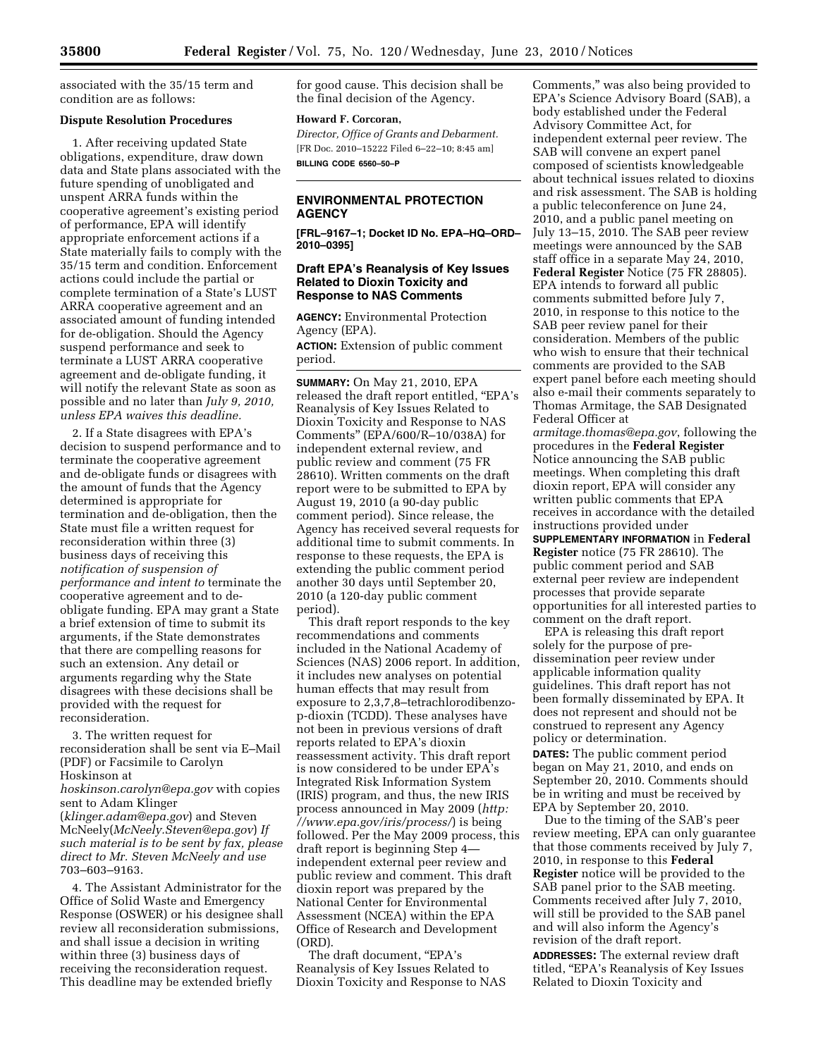associated with the 35/15 term and condition are as follows:

**Dispute Resolution Procedures**

1. After receiving updated State obligations, expenditure, draw down data and State plans associated with the future spending of unobligated and unspent ARRA funds within the cooperative agreement's existing period of performance, EPA will identify appropriate enforcement actions if a State materially fails to comply with the 35/15 term and condition. Enforcement actions could include the partial or complete termination of a State's LUST ARRA cooperative agreement and an associated amount of funding intended for de-obligation. Should the Agency suspend performance and seek to terminate a LUST ARRA cooperative agreement and de-obligate funding, it will notify the relevant State as soon as possible and no later than *July 9, 2010, unless EPA waives this deadline.*

2. If a State disagrees with EPA's decision to suspend performance and to terminate the cooperative agreement and de-obligate funds or disagrees with the amount of funds that the Agency determined is appropriate for termination and de-obligation, then the State must file a written request for reconsideration within three (3) business days of receiving this *notification of suspension of performance and intent to* terminate the cooperative agreement and to de-obligate funding. EPA may grant a State a brief extension of time to submit its arguments, if the State demonstrates that there are compelling reasons for such an extension. Any detail or arguments regarding why the State disagrees with these decisions shall be provided with the request for reconsideration.

3. The written request for reconsideration shall be sent via E–Mail (PDF) or Facsimile to Carolyn Hoskinson at *hoskinson.carolyn@epa.gov* with copies sent to Adam Klinger (*klinger.adam@epa.gov*) and Steven McNeely(*McNeely.Steven@epa.gov*) *If such material is to be sent by fax, please direct to Mr. Steven McNeely and use* 703–603–9163.

4. The Assistant Administrator for the Office of Solid Waste and Emergency Response (OSWER) or his designee shall review all reconsideration submissions, and shall issue a decision in writing within three (3) business days of receiving the reconsideration request. This deadline may be extended briefly for good cause. This decision shall be the final decision of the Agency.

**Howard F. Corcoran,**

*Director, Office of Grants and Debarment.*

[FR Doc. 2010–15222 Filed 6–22–10; 8:45 am]

**BILLING CODE 6560–50–P**

---

## ENVIRONMENTAL PROTECTION AGENCY

**[FRL–9167–1; Docket ID No. EPA–HQ–ORD–2010–0395]**

### Draft EPA's Reanalysis of Key Issues Related to Dioxin Toxicity and Response to NAS Comments

**AGENCY:** Environmental Protection Agency (EPA).

**ACTION:** Extension of public comment period.

---

**SUMMARY:** On May 21, 2010, EPA released the draft report entitled, "EPA's Reanalysis of Key Issues Related to Dioxin Toxicity and Response to NAS Comments" (EPA/600/R–10/038A) for independent external review, and public review and comment (75 FR 28610). Written comments on the draft report were to be submitted to EPA by August 19, 2010 (a 90-day public comment period). Since release, the Agency has received several requests for additional time to submit comments. In response to these requests, the EPA is extending the public comment period another 30 days until September 20, 2010 (a 120-day public comment period).

This draft report responds to the key recommendations and comments included in the National Academy of Sciences (NAS) 2006 report. In addition, it includes new analyses on potential human effects that may result from exposure to 2,3,7,8–tetrachlorodibenzo-p-dioxin (TCDD). These analyses have not been in previous versions of draft reports related to EPA's dioxin reassessment activity. This draft report is now considered to be under EPA's Integrated Risk Information System (IRIS) program, and thus, the new IRIS process announced in May 2009 (*http://www.epa.gov/iris/process/*) is being followed. Per the May 2009 process, this draft report is beginning Step 4—independent external peer review and public review and comment. This draft dioxin report was prepared by the National Center for Environmental Assessment (NCEA) within the EPA Office of Research and Development (ORD).

The draft document, "EPA's Reanalysis of Key Issues Related to Dioxin Toxicity and Response to NAS Comments," was also being provided to EPA's Science Advisory Board (SAB), a body established under the Federal Advisory Committee Act, for independent external peer review. The SAB will convene an expert panel composed of scientists knowledgeable about technical issues related to dioxins and risk assessment. The SAB is holding a public teleconference on June 24, 2010, and a public panel meeting on July 13–15, 2010. The SAB peer review meetings were announced by the SAB staff office in a separate May 24, 2010, **Federal Register** Notice (75 FR 28805). EPA intends to forward all public comments submitted before July 7, 2010, in response to this notice to the SAB peer review panel for their consideration. Members of the public who wish to ensure that their technical comments are provided to the SAB expert panel before each meeting should also e-mail their comments separately to Thomas Armitage, the SAB Designated Federal Officer at *armitage.thomas@epa.gov*, following the procedures in the **Federal Register** Notice announcing the SAB public meetings. When completing this draft dioxin report, EPA will consider any written public comments that EPA receives in accordance with the detailed instructions provided under **SUPPLEMENTARY INFORMATION** in **Federal Register** notice (75 FR 28610). The public comment period and SAB external peer review are independent processes that provide separate opportunities for all interested parties to comment on the draft report.

EPA is releasing this draft report solely for the purpose of pre-dissemination peer review under applicable information quality guidelines. This draft report has not been formally disseminated by EPA. It does not represent and should not be construed to represent any Agency policy or determination.

**DATES:** The public comment period began on May 21, 2010, and ends on September 20, 2010. Comments should be in writing and must be received by EPA by September 20, 2010.

Due to the timing of the SAB's peer review meeting, EPA can only guarantee that those comments received by July 7, 2010, in response to this **Federal Register** notice will be provided to the SAB panel prior to the SAB meeting. Comments received after July 7, 2010, will still be provided to the SAB panel and will also inform the Agency's revision of the draft report.

**ADDRESSES:** The external review draft titled, "EPA's Reanalysis of Key Issues Related to Dioxin Toxicity and